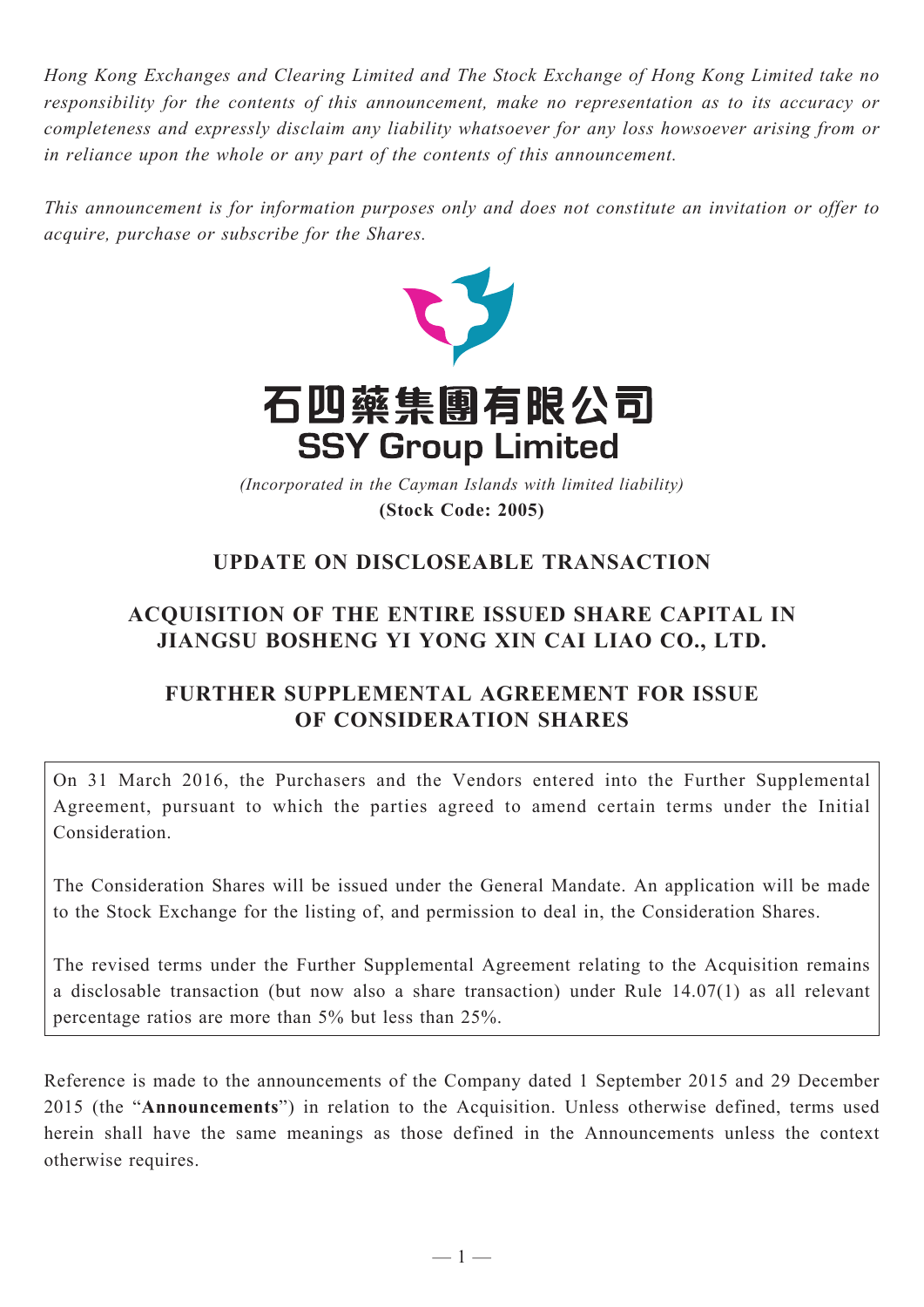*Hong Kong Exchanges and Clearing Limited and The Stock Exchange of Hong Kong Limited take no responsibility for the contents of this announcement, make no representation as to its accuracy or completeness and expressly disclaim any liability whatsoever for any loss howsoever arising from or in reliance upon the whole or any part of the contents of this announcement.*

*This announcement is for information purposes only and does not constitute an invitation or offer to acquire, purchase or subscribe for the Shares.*

# 石四藥集團有限公司
# SSY Group Limited

*(Incorporated in the Cayman Islands with limited liability)*

**(Stock Code: 2005)**

## UPDATE ON DISCLOSEABLE TRANSACTION

## ACQUISITION OF THE ENTIRE ISSUED SHARE CAPITAL IN JIANGSU BOSHENG YI YONG XIN CAI LIAO CO., LTD.

## FURTHER SUPPLEMENTAL AGREEMENT FOR ISSUE OF CONSIDERATION SHARES

On 31 March 2016, the Purchasers and the Vendors entered into the Further Supplemental Agreement, pursuant to which the parties agreed to amend certain terms under the Initial Consideration.

The Consideration Shares will be issued under the General Mandate. An application will be made to the Stock Exchange for the listing of, and permission to deal in, the Consideration Shares.

The revised terms under the Further Supplemental Agreement relating to the Acquisition remains a disclosable transaction (but now also a share transaction) under Rule 14.07(1) as all relevant percentage ratios are more than 5% but less than 25%.

Reference is made to the announcements of the Company dated 1 September 2015 and 29 December 2015 (the "**Announcements**") in relation to the Acquisition. Unless otherwise defined, terms used herein shall have the same meanings as those defined in the Announcements unless the context otherwise requires.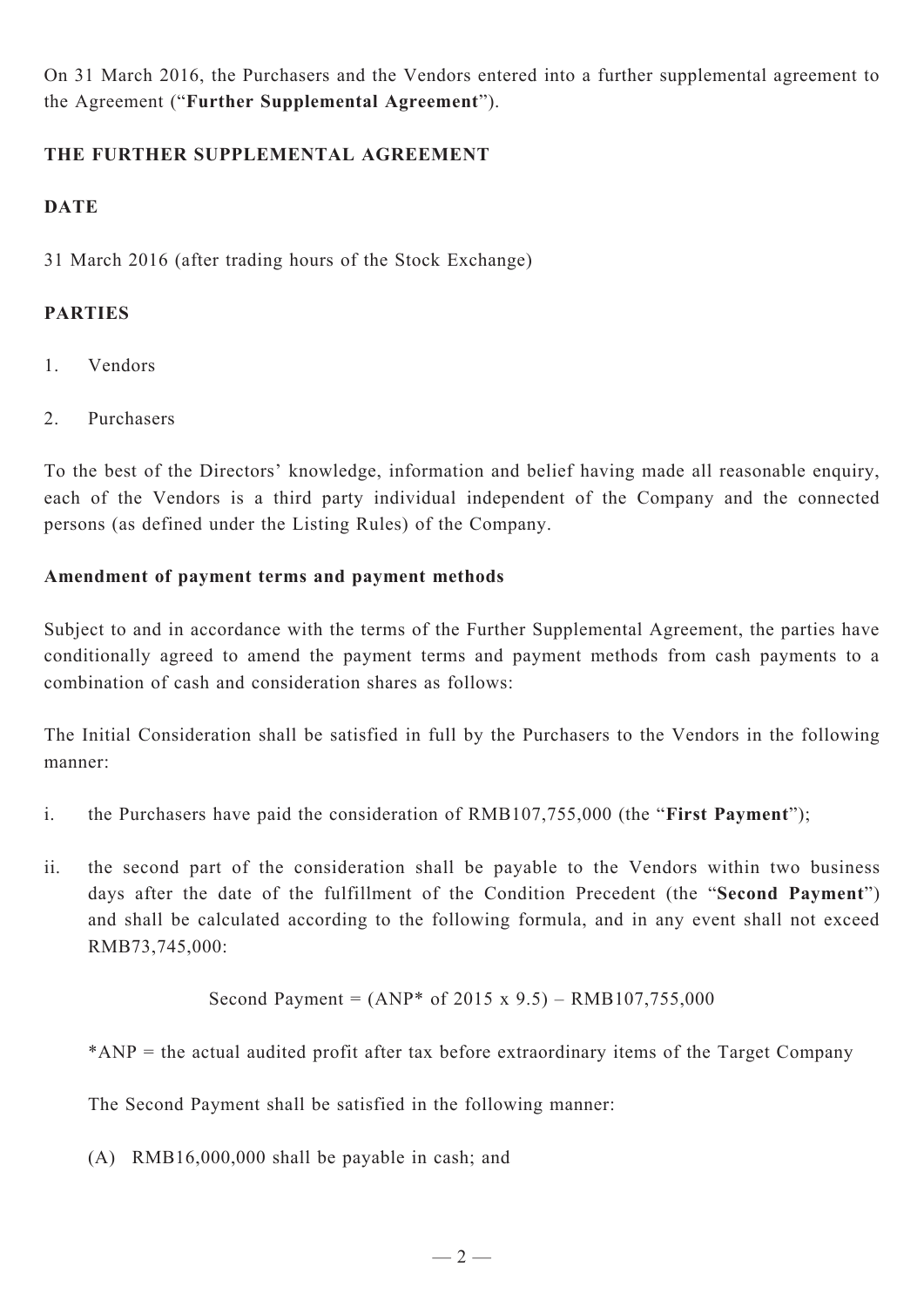On 31 March 2016, the Purchasers and the Vendors entered into a further supplemental agreement to the Agreement ("**Further Supplemental Agreement**").

## THE FURTHER SUPPLEMENTAL AGREEMENT

### DATE

31 March 2016 (after trading hours of the Stock Exchange)

### PARTIES

1. Vendors

2. Purchasers

To the best of the Directors' knowledge, information and belief having made all reasonable enquiry, each of the Vendors is a third party individual independent of the Company and the connected persons (as defined under the Listing Rules) of the Company.

**Amendment of payment terms and payment methods**

Subject to and in accordance with the terms of the Further Supplemental Agreement, the parties have conditionally agreed to amend the payment terms and payment methods from cash payments to a combination of cash and consideration shares as follows:

The Initial Consideration shall be satisfied in full by the Purchasers to the Vendors in the following manner:

i. the Purchasers have paid the consideration of RMB107,755,000 (the "**First Payment**");

ii. the second part of the consideration shall be payable to the Vendors within two business days after the date of the fulfillment of the Condition Precedent (the "**Second Payment**") and shall be calculated according to the following formula, and in any event shall not exceed RMB73,745,000:

   Second Payment = (ANP* of 2015 x 9.5) – RMB107,755,000

   *ANP = the actual audited profit after tax before extraordinary items of the Target Company

   The Second Payment shall be satisfied in the following manner:

   (A) RMB16,000,000 shall be payable in cash; and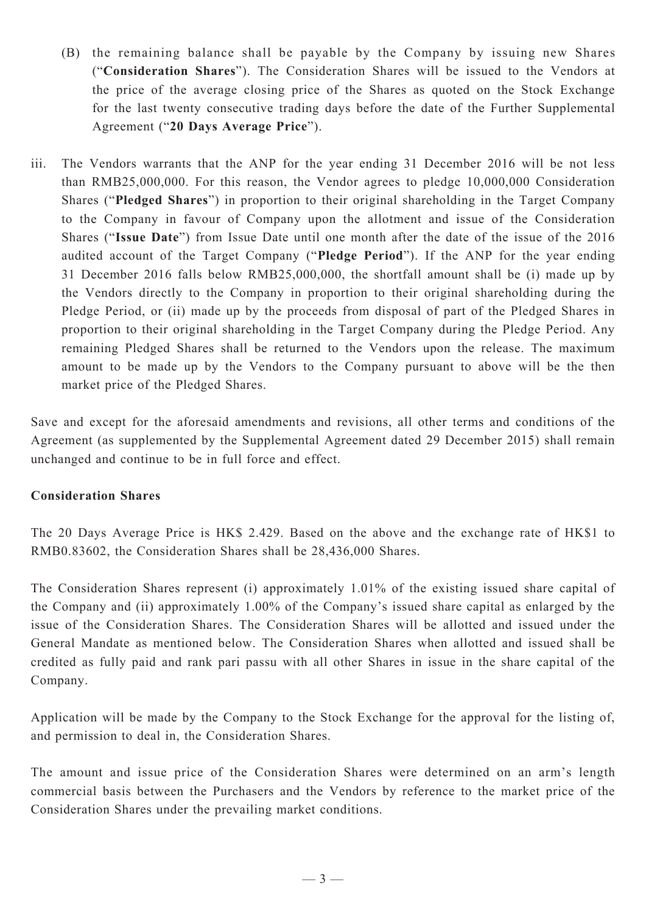(B) the remaining balance shall be payable by the Company by issuing new Shares ("**Consideration Shares**"). The Consideration Shares will be issued to the Vendors at the price of the average closing price of the Shares as quoted on the Stock Exchange for the last twenty consecutive trading days before the date of the Further Supplemental Agreement ("**20 Days Average Price**").

iii. The Vendors warrants that the ANP for the year ending 31 December 2016 will be not less than RMB25,000,000. For this reason, the Vendor agrees to pledge 10,000,000 Consideration Shares ("**Pledged Shares**") in proportion to their original shareholding in the Target Company to the Company in favour of Company upon the allotment and issue of the Consideration Shares ("**Issue Date**") from Issue Date until one month after the date of the issue of the 2016 audited account of the Target Company ("**Pledge Period**"). If the ANP for the year ending 31 December 2016 falls below RMB25,000,000, the shortfall amount shall be (i) made up by the Vendors directly to the Company in proportion to their original shareholding during the Pledge Period, or (ii) made up by the proceeds from disposal of part of the Pledged Shares in proportion to their original shareholding in the Target Company during the Pledge Period. Any remaining Pledged Shares shall be returned to the Vendors upon the release. The maximum amount to be made up by the Vendors to the Company pursuant to above will be the then market price of the Pledged Shares.

Save and except for the aforesaid amendments and revisions, all other terms and conditions of the Agreement (as supplemented by the Supplemental Agreement dated 29 December 2015) shall remain unchanged and continue to be in full force and effect.

**Consideration Shares**

The 20 Days Average Price is HK$ 2.429. Based on the above and the exchange rate of HK$1 to RMB0.83602, the Consideration Shares shall be 28,436,000 Shares.

The Consideration Shares represent (i) approximately 1.01% of the existing issued share capital of the Company and (ii) approximately 1.00% of the Company's issued share capital as enlarged by the issue of the Consideration Shares. The Consideration Shares will be allotted and issued under the General Mandate as mentioned below. The Consideration Shares when allotted and issued shall be credited as fully paid and rank pari passu with all other Shares in issue in the share capital of the Company.

Application will be made by the Company to the Stock Exchange for the approval for the listing of, and permission to deal in, the Consideration Shares.

The amount and issue price of the Consideration Shares were determined on an arm's length commercial basis between the Purchasers and the Vendors by reference to the market price of the Consideration Shares under the prevailing market conditions.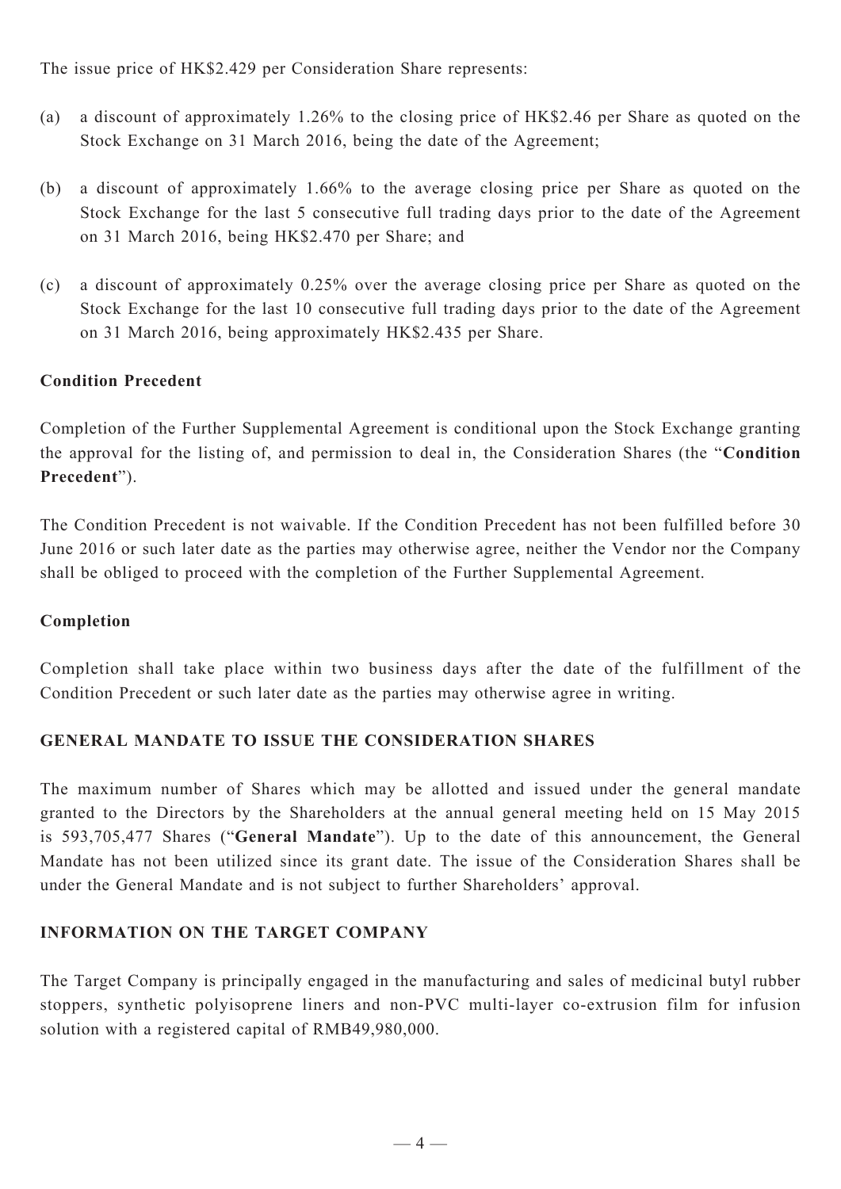The issue price of HK$2.429 per Consideration Share represents:

(a) a discount of approximately 1.26% to the closing price of HK$2.46 per Share as quoted on the Stock Exchange on 31 March 2016, being the date of the Agreement;

(b) a discount of approximately 1.66% to the average closing price per Share as quoted on the Stock Exchange for the last 5 consecutive full trading days prior to the date of the Agreement on 31 March 2016, being HK$2.470 per Share; and

(c) a discount of approximately 0.25% over the average closing price per Share as quoted on the Stock Exchange for the last 10 consecutive full trading days prior to the date of the Agreement on 31 March 2016, being approximately HK$2.435 per Share.

**Condition Precedent**

Completion of the Further Supplemental Agreement is conditional upon the Stock Exchange granting the approval for the listing of, and permission to deal in, the Consideration Shares (the "**Condition Precedent**").

The Condition Precedent is not waivable. If the Condition Precedent has not been fulfilled before 30 June 2016 or such later date as the parties may otherwise agree, neither the Vendor nor the Company shall be obliged to proceed with the completion of the Further Supplemental Agreement.

**Completion**

Completion shall take place within two business days after the date of the fulfillment of the Condition Precedent or such later date as the parties may otherwise agree in writing.

## GENERAL MANDATE TO ISSUE THE CONSIDERATION SHARES

The maximum number of Shares which may be allotted and issued under the general mandate granted to the Directors by the Shareholders at the annual general meeting held on 15 May 2015 is 593,705,477 Shares ("**General Mandate**"). Up to the date of this announcement, the General Mandate has not been utilized since its grant date. The issue of the Consideration Shares shall be under the General Mandate and is not subject to further Shareholders' approval.

## INFORMATION ON THE TARGET COMPANY

The Target Company is principally engaged in the manufacturing and sales of medicinal butyl rubber stoppers, synthetic polyisoprene liners and non-PVC multi-layer co-extrusion film for infusion solution with a registered capital of RMB49,980,000.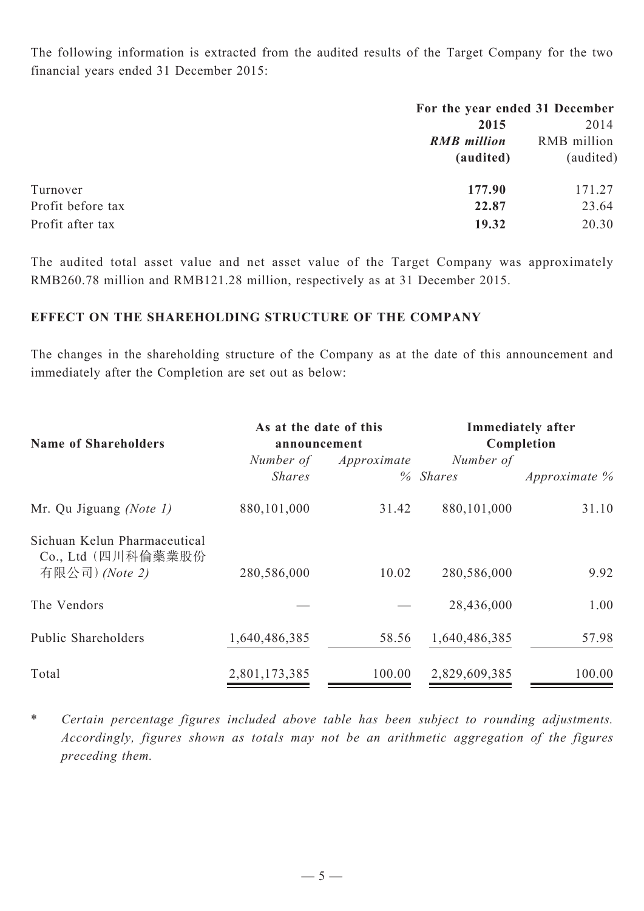The following information is extracted from the audited results of the Target Company for the two financial years ended 31 December 2015:

| | For the year ended 31 December | |
|---|---|---|
| | **2015** | 2014 |
| | ***RMB million*** | RMB million |
| | **(audited)** | (audited) |
| Turnover | **177.90** | 171.27 |
| Profit before tax | **22.87** | 23.64 |
| Profit after tax | **19.32** | 20.30 |

The audited total asset value and net asset value of the Target Company was approximately RMB260.78 million and RMB121.28 million, respectively as at 31 December 2015.

**EFFECT ON THE SHAREHOLDING STRUCTURE OF THE COMPANY**

The changes in the shareholding structure of the Company as at the date of this announcement and immediately after the Completion are set out as below:

| **Name of Shareholders** | **As at the date of this announcement** | | **Immediately after Completion** | |
|---|---|---|---|---|
| | *Number of Shares* | *Approximate %* | *Number of Shares* | *Approximate %* |
| Mr. Qu Jiguang *(Note 1)* | 880,101,000 | 31.42 | 880,101,000 | 31.10 |
| Sichuan Kelun Pharmaceutical Co., Ltd (四川科倫藥業股份有限公司) *(Note 2)* | 280,586,000 | 10.02 | 280,586,000 | 9.92 |
| The Vendors | — | — | 28,436,000 | 1.00 |
| Public Shareholders | 1,640,486,385 | 58.56 | 1,640,486,385 | 57.98 |
| Total | 2,801,173,385 | 100.00 | 2,829,609,385 | 100.00 |

\* *Certain percentage figures included above table has been subject to rounding adjustments. Accordingly, figures shown as totals may not be an arithmetic aggregation of the figures preceding them.*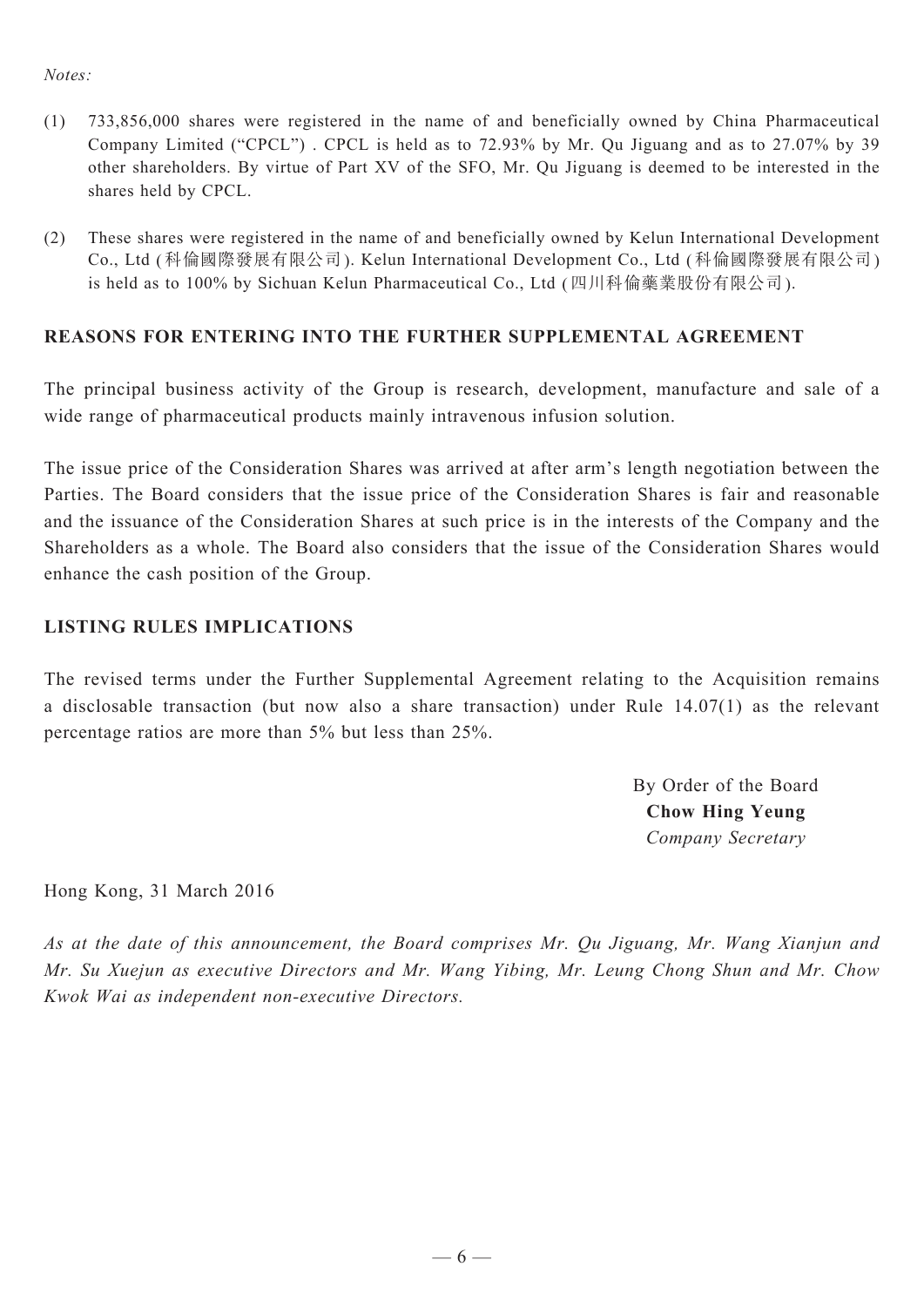*Notes:*

(1) 733,856,000 shares were registered in the name of and beneficially owned by China Pharmaceutical Company Limited ("CPCL") . CPCL is held as to 72.93% by Mr. Qu Jiguang and as to 27.07% by 39 other shareholders. By virtue of Part XV of the SFO, Mr. Qu Jiguang is deemed to be interested in the shares held by CPCL.

(2) These shares were registered in the name of and beneficially owned by Kelun International Development Co., Ltd (科倫國際發展有限公司). Kelun International Development Co., Ltd (科倫國際發展有限公司) is held as to 100% by Sichuan Kelun Pharmaceutical Co., Ltd (四川科倫藥業股份有限公司).

## REASONS FOR ENTERING INTO THE FURTHER SUPPLEMENTAL AGREEMENT

The principal business activity of the Group is research, development, manufacture and sale of a wide range of pharmaceutical products mainly intravenous infusion solution.

The issue price of the Consideration Shares was arrived at after arm's length negotiation between the Parties. The Board considers that the issue price of the Consideration Shares is fair and reasonable and the issuance of the Consideration Shares at such price is in the interests of the Company and the Shareholders as a whole. The Board also considers that the issue of the Consideration Shares would enhance the cash position of the Group.

## LISTING RULES IMPLICATIONS

The revised terms under the Further Supplemental Agreement relating to the Acquisition remains a disclosable transaction (but now also a share transaction) under Rule 14.07(1) as the relevant percentage ratios are more than 5% but less than 25%.

By Order of the Board
**Chow Hing Yeung**
*Company Secretary*

Hong Kong, 31 March 2016

*As at the date of this announcement, the Board comprises Mr. Qu Jiguang, Mr. Wang Xianjun and Mr. Su Xuejun as executive Directors and Mr. Wang Yibing, Mr. Leung Chong Shun and Mr. Chow Kwok Wai as independent non-executive Directors.*